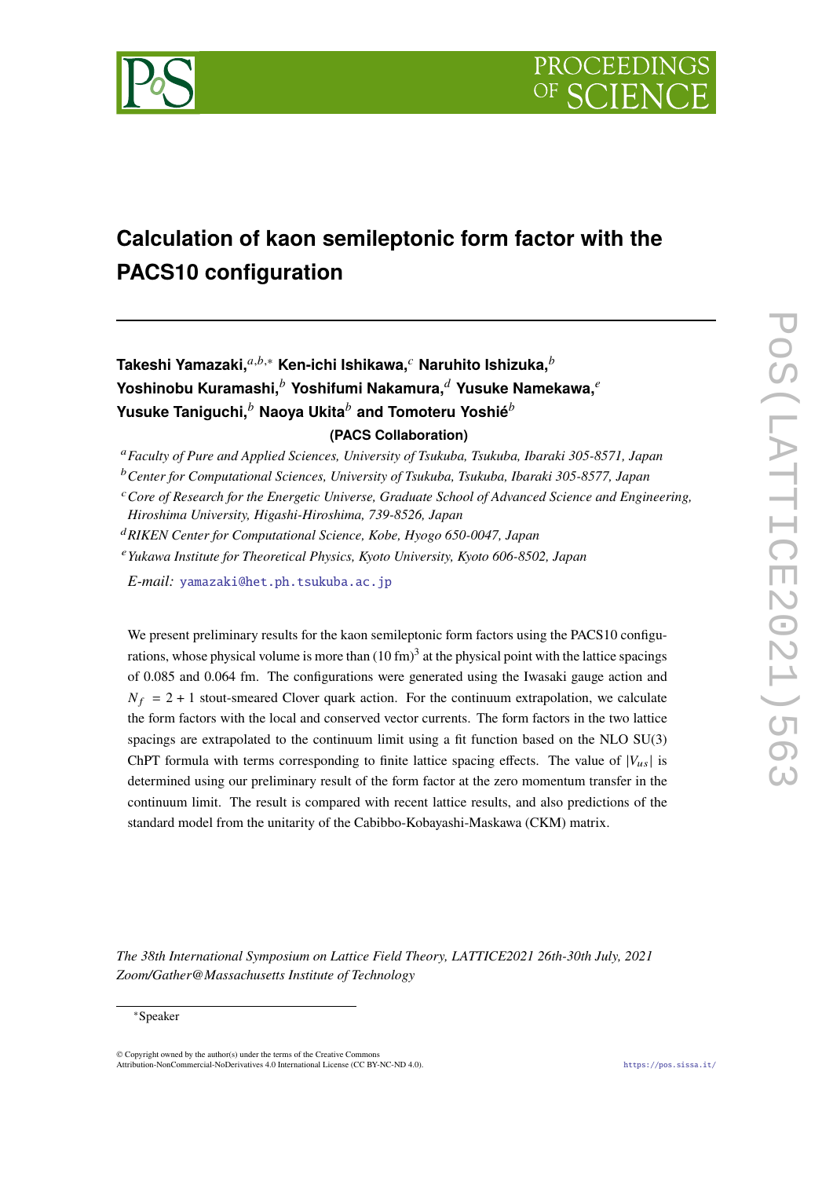# Calculation of kaon semileptonic form factor with the PACS10 configuration

**Takeshi Yamazaki,**[a,b,*] **Ken-ichi Ishikawa,**[c] **Naruhito Ishizuka,**[b] **Yoshinobu Kuramashi,**[b] **Yoshifumi Nakamura,**[d] **Yusuke Namekawa,**[e] **Yusuke Taniguchi,**[b] **Naoya Ukita**[b] **and Tomoteru Yoshié**[b]

**(PACS Collaboration)**

[a] *Faculty of Pure and Applied Sciences, University of Tsukuba, Tsukuba, Ibaraki 305-8571, Japan*

[b] *Center for Computational Sciences, University of Tsukuba, Tsukuba, Ibaraki 305-8577, Japan*

[c] *Core of Research for the Energetic Universe, Graduate School of Advanced Science and Engineering, Hiroshima University, Higashi-Hiroshima, 739-8526, Japan*

[d] *RIKEN Center for Computational Science, Kobe, Hyogo 650-0047, Japan*

[e] *Yukawa Institute for Theoretical Physics, Kyoto University, Kyoto 606-8502, Japan*

*E-mail:* yamazaki@het.ph.tsukuba.ac.jp

We present preliminary results for the kaon semileptonic form factors using the PACS10 configurations, whose physical volume is more than $(10\ \mathrm{fm})^3$ at the physical point with the lattice spacings of 0.085 and 0.064 fm. The configurations were generated using the Iwasaki gauge action and $N_f = 2 + 1$ stout-smeared Clover quark action. For the continuum extrapolation, we calculate the form factors with the local and conserved vector currents. The form factors in the two lattice spacings are extrapolated to the continuum limit using a fit function based on the NLO SU(3) ChPT formula with terms corresponding to finite lattice spacing effects. The value of $|V_{us}|$ is determined using our preliminary result of the form factor at the zero momentum transfer in the continuum limit. The result is compared with recent lattice results, and also predictions of the standard model from the unitarity of the Cabibbo-Kobayashi-Maskawa (CKM) matrix.

*The 38th International Symposium on Lattice Field Theory, LATTICE2021 26th-30th July, 2021 Zoom/Gather@Massachusetts Institute of Technology*

*Speaker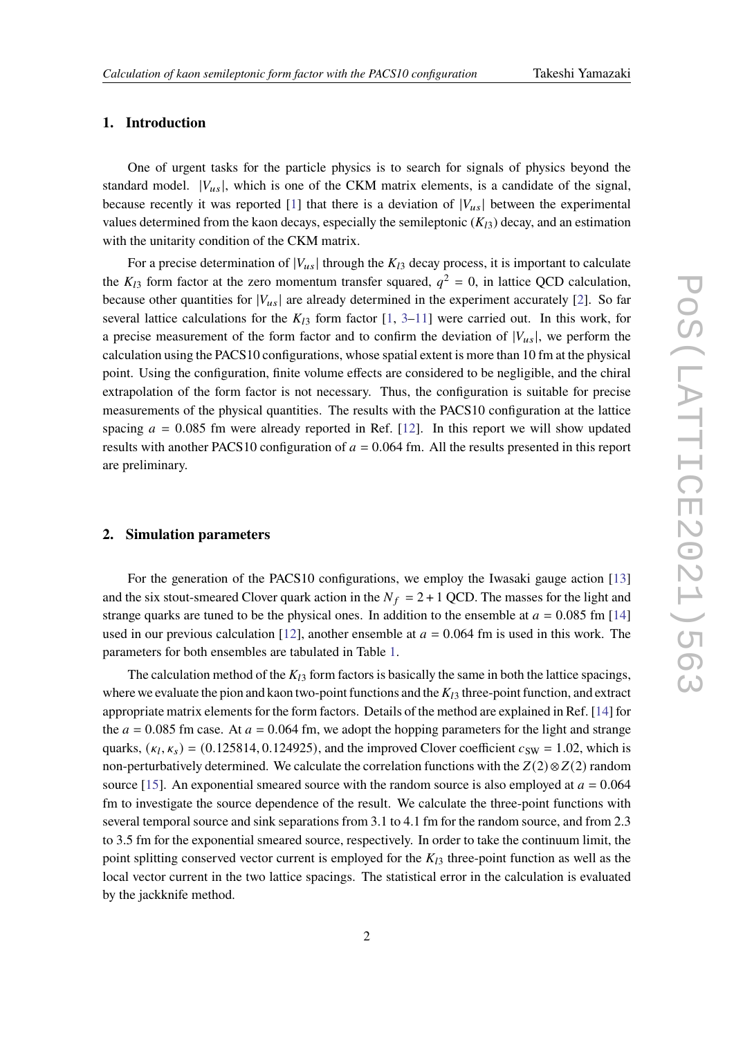## 1. Introduction

One of urgent tasks for the particle physics is to search for signals of physics beyond the standard model. $|V_{us}|$, which is one of the CKM matrix elements, is a candidate of the signal, because recently it was reported [1] that there is a deviation of $|V_{us}|$ between the experimental values determined from the kaon decays, especially the semileptonic ($K_{l3}$) decay, and an estimation with the unitarity condition of the CKM matrix.

For a precise determination of $|V_{us}|$ through the $K_{l3}$ decay process, it is important to calculate the $K_{l3}$ form factor at the zero momentum transfer squared, $q^2 = 0$, in lattice QCD calculation, because other quantities for $|V_{us}|$ are already determined in the experiment accurately [2]. So far several lattice calculations for the $K_{l3}$ form factor [1, 3–11] were carried out. In this work, for a precise measurement of the form factor and to confirm the deviation of $|V_{us}|$, we perform the calculation using the PACS10 configurations, whose spatial extent is more than 10 fm at the physical point. Using the configuration, finite volume effects are considered to be negligible, and the chiral extrapolation of the form factor is not necessary. Thus, the configuration is suitable for precise measurements of the physical quantities. The results with the PACS10 configuration at the lattice spacing $a = 0.085$ fm were already reported in Ref. [12]. In this report we will show updated results with another PACS10 configuration of $a = 0.064$ fm. All the results presented in this report are preliminary.

## 2. Simulation parameters

For the generation of the PACS10 configurations, we employ the Iwasaki gauge action [13] and the six stout-smeared Clover quark action in the $N_f = 2 + 1$ QCD. The masses for the light and strange quarks are tuned to be the physical ones. In addition to the ensemble at $a = 0.085$ fm [14] used in our previous calculation [12], another ensemble at $a = 0.064$ fm is used in this work. The parameters for both ensembles are tabulated in Table 1.

The calculation method of the $K_{l3}$ form factors is basically the same in both the lattice spacings, where we evaluate the pion and kaon two-point functions and the $K_{l3}$ three-point function, and extract appropriate matrix elements for the form factors. Details of the method are explained in Ref. [14] for the $a = 0.085$ fm case. At $a = 0.064$ fm, we adopt the hopping parameters for the light and strange quarks, $(\kappa_l, \kappa_s) = (0.125814, 0.124925)$, and the improved Clover coefficient $c_{\rm SW} = 1.02$, which is non-perturbatively determined. We calculate the correlation functions with the $Z(2) \otimes Z(2)$ random source [15]. An exponential smeared source with the random source is also employed at $a = 0.064$ fm to investigate the source dependence of the result. We calculate the three-point functions with several temporal source and sink separations from 3.1 to 4.1 fm for the random source, and from 2.3 to 3.5 fm for the exponential smeared source, respectively. In order to take the continuum limit, the point splitting conserved vector current is employed for the $K_{l3}$ three-point function as well as the local vector current in the two lattice spacings. The statistical error in the calculation is evaluated by the jackknife method.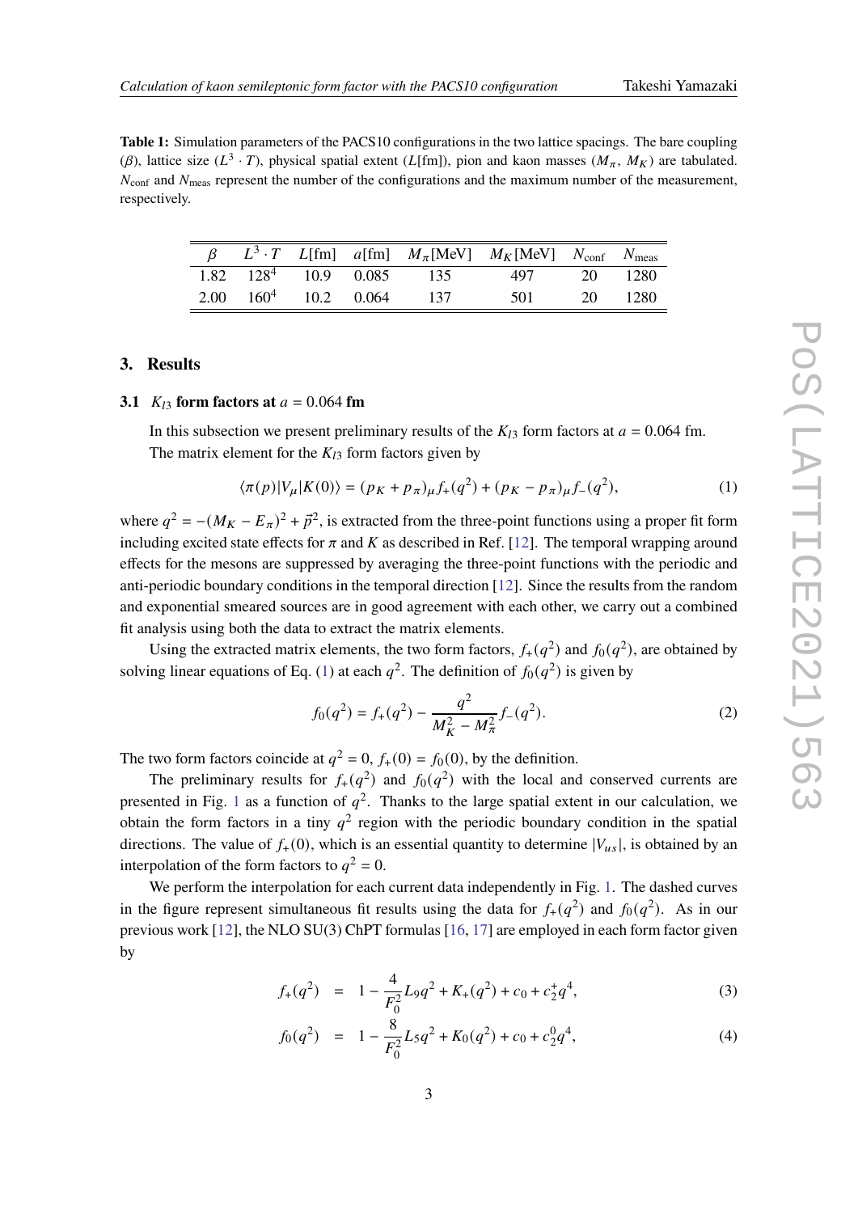**Table 1:** Simulation parameters of the PACS10 configurations in the two lattice spacings. The bare coupling ($\beta$), lattice size ($L^3 \cdot T$), physical spatial extent ($L$[fm]), pion and kaon masses ($M_\pi$, $M_K$) are tabulated. $N_{\rm conf}$ and $N_{\rm meas}$ represent the number of the configurations and the maximum number of the measurement, respectively.

| $\beta$ | $L^3 \cdot T$ | $L$[fm] | $a$[fm] | $M_\pi$[MeV] | $M_K$[MeV] | $N_{\rm conf}$ | $N_{\rm meas}$ |
|---|---|---|---|---|---|---|---|
| 1.82 | $128^4$ | 10.9 | 0.085 | 135 | 497 | 20 | 1280 |
| 2.00 | $160^4$ | 10.2 | 0.064 | 137 | 501 | 20 | 1280 |

## 3. Results

### 3.1 $K_{l3}$ form factors at $a = 0.064$ fm

In this subsection we present preliminary results of the $K_{l3}$ form factors at $a = 0.064$ fm. The matrix element for the $K_{l3}$ form factors given by

$$\langle \pi(p)|V_\mu|K(0)\rangle = (p_K + p_\pi)_\mu f_+(q^2) + (p_K - p_\pi)_\mu f_-(q^2), \tag{1}$$

where $q^2 = -(M_K - E_\pi)^2 + \vec{p}^2$, is extracted from the three-point functions using a proper fit form including excited state effects for $\pi$ and $K$ as described in Ref. [12]. The temporal wrapping around effects for the mesons are suppressed by averaging the three-point functions with the periodic and anti-periodic boundary conditions in the temporal direction [12]. Since the results from the random and exponential smeared sources are in good agreement with each other, we carry out a combined fit analysis using both the data to extract the matrix elements.

Using the extracted matrix elements, the two form factors, $f_+(q^2)$ and $f_0(q^2)$, are obtained by solving linear equations of Eq. (1) at each $q^2$. The definition of $f_0(q^2)$ is given by

$$f_0(q^2) = f_+(q^2) - \frac{q^2}{M_K^2 - M_\pi^2} f_-(q^2). \tag{2}$$

The two form factors coincide at $q^2 = 0$, $f_+(0) = f_0(0)$, by the definition.

The preliminary results for $f_+(q^2)$ and $f_0(q^2)$ with the local and conserved currents are presented in Fig. 1 as a function of $q^2$. Thanks to the large spatial extent in our calculation, we obtain the form factors in a tiny $q^2$ region with the periodic boundary condition in the spatial directions. The value of $f_+(0)$, which is an essential quantity to determine $|V_{us}|$, is obtained by an interpolation of the form factors to $q^2 = 0$.

We perform the interpolation for each current data independently in Fig. 1. The dashed curves in the figure represent simultaneous fit results using the data for $f_+(q^2)$ and $f_0(q^2)$. As in our previous work [12], the NLO SU(3) ChPT formulas [16, 17] are employed in each form factor given by

$$f_+(q^2) = 1 - \frac{4}{F_0^2} L_9 q^2 + K_+(q^2) + c_0 + c_2^+ q^4, \tag{3}$$

$$f_0(q^2) = 1 - \frac{8}{F_0^2} L_5 q^2 + K_0(q^2) + c_0 + c_2^0 q^4, \tag{4}$$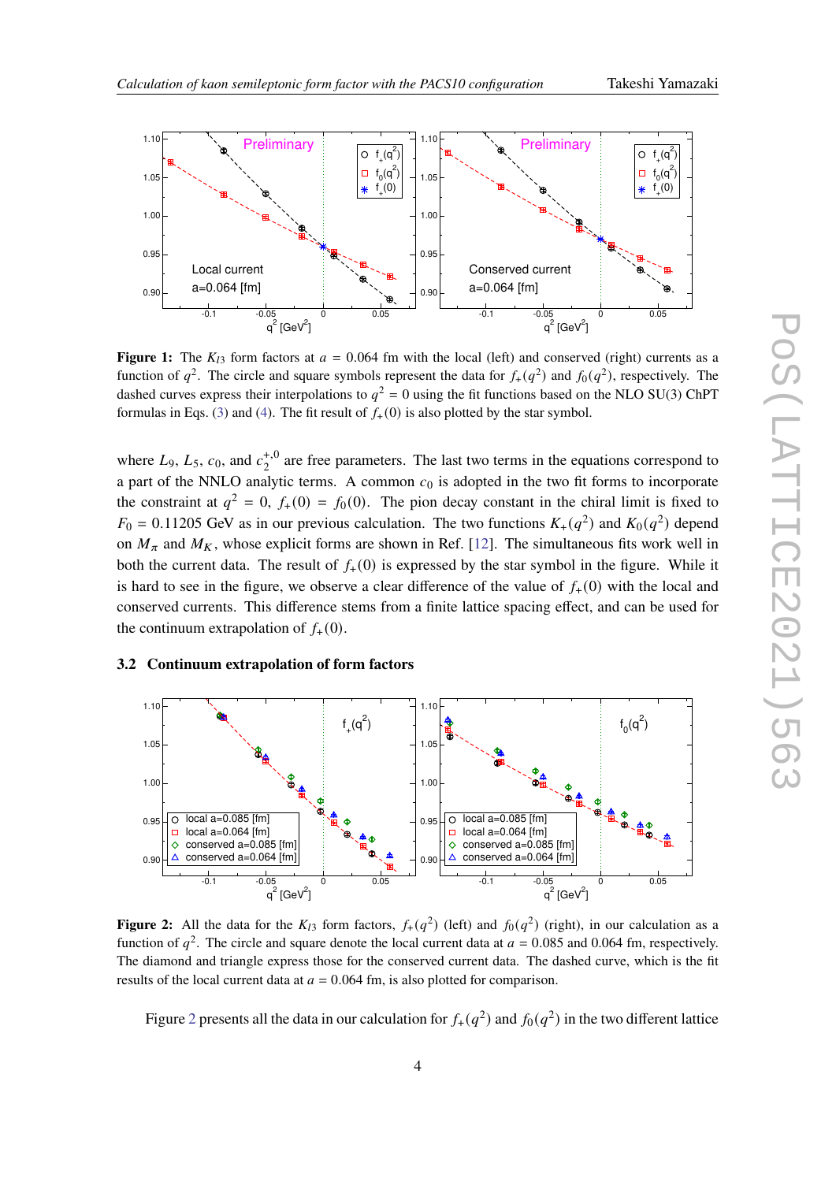Figure 1: The $K_{l3}$ form factors at $a = 0.064$ fm with the local (left) and conserved (right) currents as a function of $q^2$. The circle and square symbols represent the data for $f_+(q^2)$ and $f_0(q^2)$, respectively. The dashed curves express their interpolations to $q^2 = 0$ using the fit functions based on the NLO SU(3) ChPT formulas in Eqs. (3) and (4). The fit result of $f_+(0)$ is also plotted by the star symbol.

where $L_9$, $L_5$, $c_0$, and $c_2^{+,0}$ are free parameters. The last two terms in the equations correspond to a part of the NNLO analytic terms. A common $c_0$ is adopted in the two fit forms to incorporate the constraint at $q^2 = 0$, $f_+(0) = f_0(0)$. The pion decay constant in the chiral limit is fixed to $F_0 = 0.11205$ GeV as in our previous calculation. The two functions $K_+(q^2)$ and $K_0(q^2)$ depend on $M_\pi$ and $M_K$, whose explicit forms are shown in Ref. [12]. The simultaneous fits work well in both the current data. The result of $f_+(0)$ is expressed by the star symbol in the figure. While it is hard to see in the figure, we observe a clear difference of the value of $f_+(0)$ with the local and conserved currents. This difference stems from a finite lattice spacing effect, and can be used for the continuum extrapolation of $f_+(0)$.

### 3.2 Continuum extrapolation of form factors

Figure 2: All the data for the $K_{l3}$ form factors, $f_+(q^2)$ (left) and $f_0(q^2)$ (right), in our calculation as a function of $q^2$. The circle and square denote the local current data at $a = 0.085$ and 0.064 fm, respectively. The diamond and triangle express those for the conserved current data. The dashed curve, which is the fit results of the local current data at $a = 0.064$ fm, is also plotted for comparison.

Figure 2 presents all the data in our calculation for $f_+(q^2)$ and $f_0(q^2)$ in the two different lattice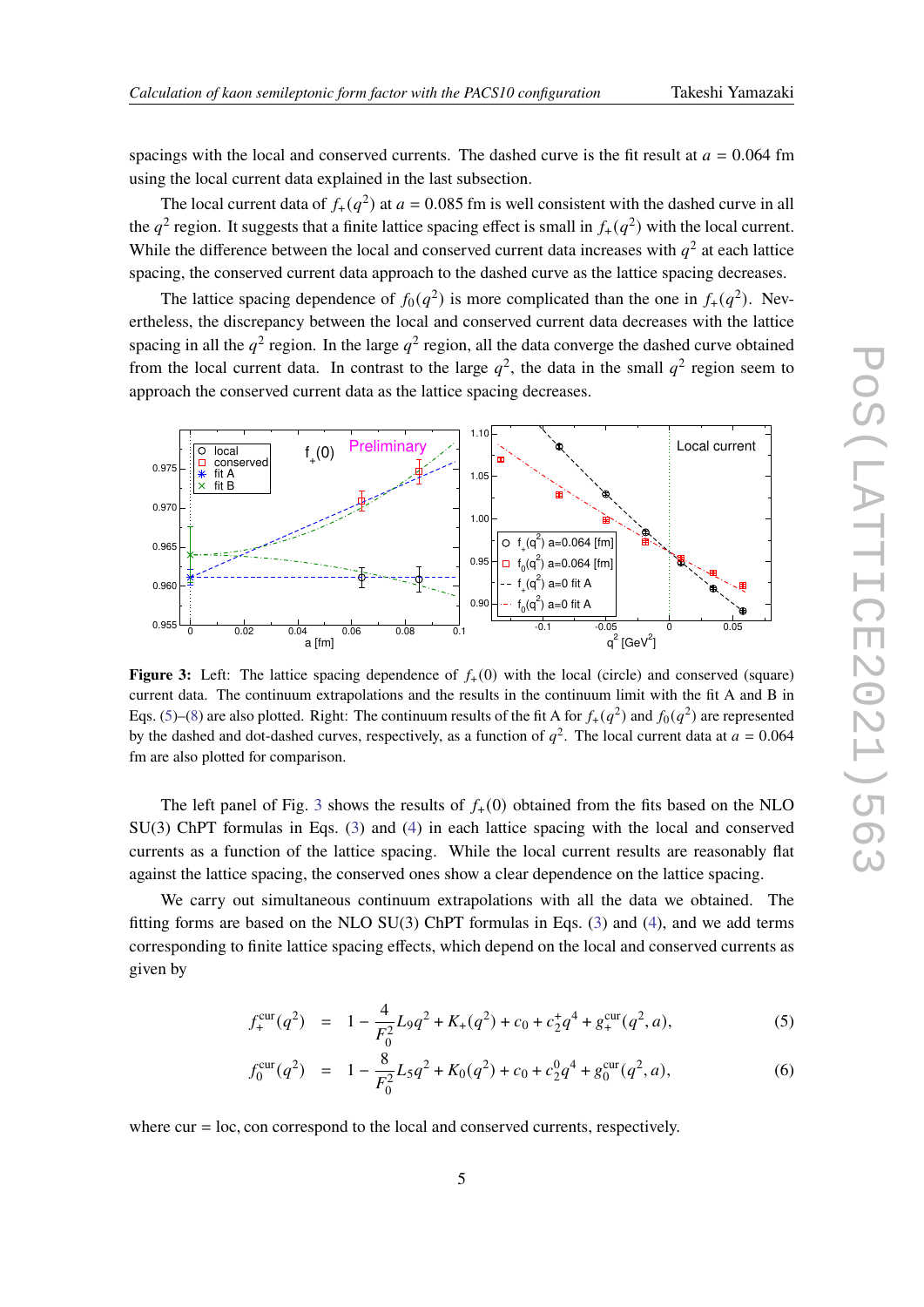spacings with the local and conserved currents. The dashed curve is the fit result at $a = 0.064$ fm using the local current data explained in the last subsection.

The local current data of $f_+(q^2)$ at $a = 0.085$ fm is well consistent with the dashed curve in all the $q^2$ region. It suggests that a finite lattice spacing effect is small in $f_+(q^2)$ with the local current. While the difference between the local and conserved current data increases with $q^2$ at each lattice spacing, the conserved current data approach to the dashed curve as the lattice spacing decreases.

The lattice spacing dependence of $f_0(q^2)$ is more complicated than the one in $f_+(q^2)$. Nevertheless, the discrepancy between the local and conserved current data decreases with the lattice spacing in all the $q^2$ region. In the large $q^2$ region, all the data converge the dashed curve obtained from the local current data. In contrast to the large $q^2$, the data in the small $q^2$ region seem to approach the conserved current data as the lattice spacing decreases.

**Figure 3:** Left: The lattice spacing dependence of $f_+(0)$ with the local (circle) and conserved (square) current data. The continuum extrapolations and the results in the continuum limit with the fit A and B in Eqs. (5)–(8) are also plotted. Right: The continuum results of the fit A for $f_+(q^2)$ and $f_0(q^2)$ are represented by the dashed and dot-dashed curves, respectively, as a function of $q^2$. The local current data at $a = 0.064$ fm are also plotted for comparison.

The left panel of Fig. 3 shows the results of $f_+(0)$ obtained from the fits based on the NLO SU(3) ChPT formulas in Eqs. (3) and (4) in each lattice spacing with the local and conserved currents as a function of the lattice spacing. While the local current results are reasonably flat against the lattice spacing, the conserved ones show a clear dependence on the lattice spacing.

We carry out simultaneous continuum extrapolations with all the data we obtained. The fitting forms are based on the NLO SU(3) ChPT formulas in Eqs. (3) and (4), and we add terms corresponding to finite lattice spacing effects, which depend on the local and conserved currents as given by

$$f_+^{\rm cur}(q^2) = 1 - \frac{4}{F_0^2}L_9 q^2 + K_+(q^2) + c_0 + c_2^+ q^4 + g_+^{\rm cur}(q^2, a), \tag{5}$$

$$f_0^{\rm cur}(q^2) = 1 - \frac{8}{F_0^2}L_5 q^2 + K_0(q^2) + c_0 + c_2^0 q^4 + g_0^{\rm cur}(q^2, a), \tag{6}$$

where cur = loc, con correspond to the local and conserved currents, respectively.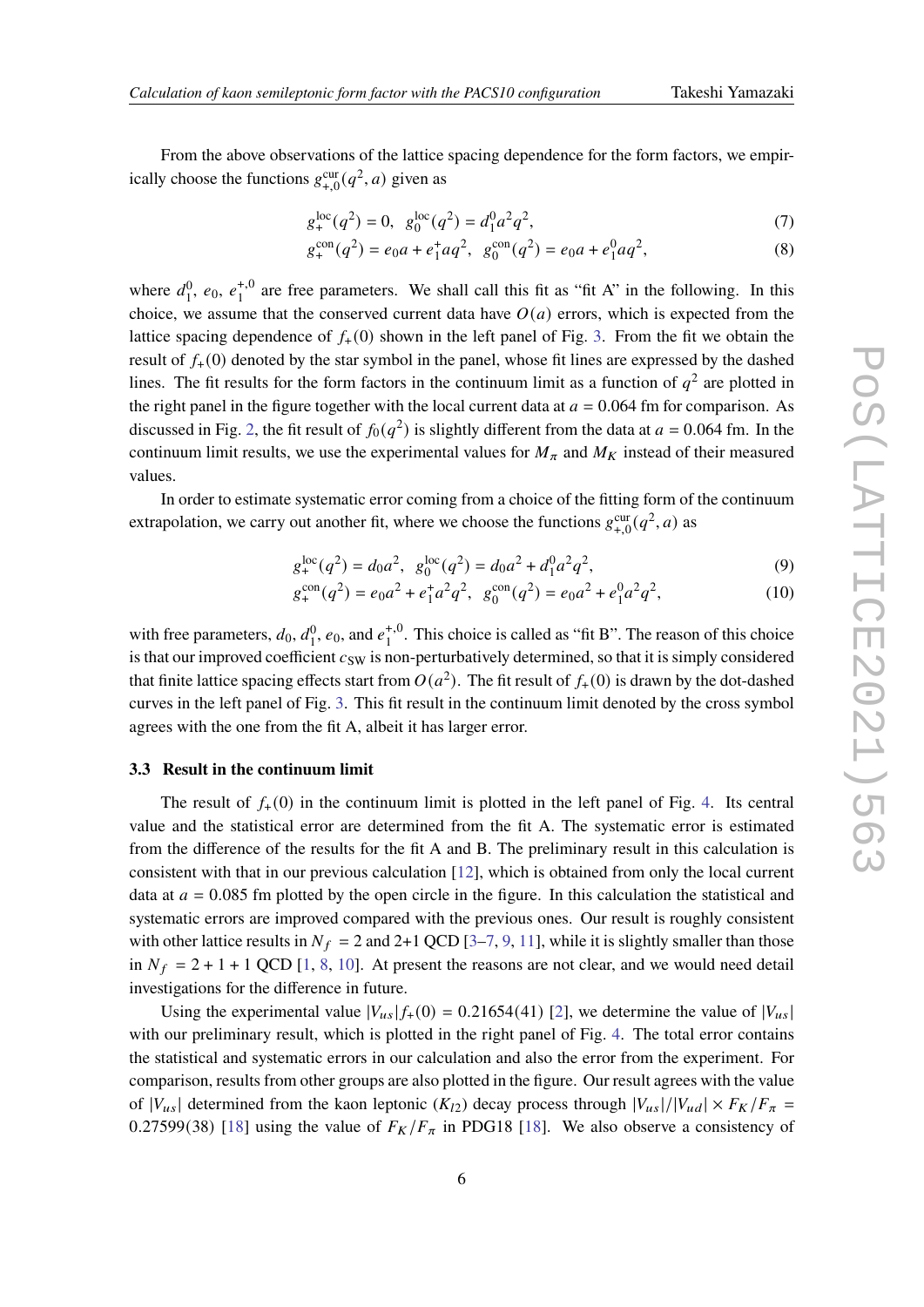From the above observations of the lattice spacing dependence for the form factors, we empirically choose the functions $g_{+,0}^{\rm cur}(q^2, a)$ given as

$$g_+^{\rm loc}(q^2) = 0, \;\; g_0^{\rm loc}(q^2) = d_1^0 a^2 q^2, \tag{7}$$

$$g_+^{\rm con}(q^2) = e_0 a + e_1^+ a q^2, \;\; g_0^{\rm con}(q^2) = e_0 a + e_1^0 a q^2, \tag{8}$$

where $d_1^0$, $e_0$, $e_1^{+,0}$ are free parameters. We shall call this fit as "fit A" in the following. In this choice, we assume that the conserved current data have $O(a)$ errors, which is expected from the lattice spacing dependence of $f_+(0)$ shown in the left panel of Fig. 3. From the fit we obtain the result of $f_+(0)$ denoted by the star symbol in the panel, whose fit lines are expressed by the dashed lines. The fit results for the form factors in the continuum limit as a function of $q^2$ are plotted in the right panel in the figure together with the local current data at $a = 0.064$ fm for comparison. As discussed in Fig. 2, the fit result of $f_0(q^2)$ is slightly different from the data at $a = 0.064$ fm. In the continuum limit results, we use the experimental values for $M_\pi$ and $M_K$ instead of their measured values.

In order to estimate systematic error coming from a choice of the fitting form of the continuum extrapolation, we carry out another fit, where we choose the functions $g_{+,0}^{\rm cur}(q^2, a)$ as

$$g_+^{\rm loc}(q^2) = d_0 a^2, \;\; g_0^{\rm loc}(q^2) = d_0 a^2 + d_1^0 a^2 q^2, \tag{9}$$

$$g_+^{\rm con}(q^2) = e_0 a^2 + e_1^+ a^2 q^2, \;\; g_0^{\rm con}(q^2) = e_0 a^2 + e_1^0 a^2 q^2, \tag{10}$$

with free parameters, $d_0$, $d_1^0$, $e_0$, and $e_1^{+,0}$. This choice is called as "fit B". The reason of this choice is that our improved coefficient $c_{\rm SW}$ is non-perturbatively determined, so that it is simply considered that finite lattice spacing effects start from $O(a^2)$. The fit result of $f_+(0)$ is drawn by the dot-dashed curves in the left panel of Fig. 3. This fit result in the continuum limit denoted by the cross symbol agrees with the one from the fit A, albeit it has larger error.

### 3.3 Result in the continuum limit

The result of $f_+(0)$ in the continuum limit is plotted in the left panel of Fig. 4. Its central value and the statistical error are determined from the fit A. The systematic error is estimated from the difference of the results for the fit A and B. The preliminary result in this calculation is consistent with that in our previous calculation [12], which is obtained from only the local current data at $a = 0.085$ fm plotted by the open circle in the figure. In this calculation the statistical and systematic errors are improved compared with the previous ones. Our result is roughly consistent with other lattice results in $N_f = 2$ and 2+1 QCD [3–7, 9, 11], while it is slightly smaller than those in $N_f = 2 + 1 + 1$ QCD [1, 8, 10]. At present the reasons are not clear, and we would need detail investigations for the difference in future.

Using the experimental value $|V_{us}|f_+(0) = 0.21654(41)$ [2], we determine the value of $|V_{us}|$ with our preliminary result, which is plotted in the right panel of Fig. 4. The total error contains the statistical and systematic errors in our calculation and also the error from the experiment. For comparison, results from other groups are also plotted in the figure. Our result agrees with the value of $|V_{us}|$ determined from the kaon leptonic ($K_{l2}$) decay process through $|V_{us}|/|V_{ud}| \times F_K/F_\pi = 0.27599(38)$ [18] using the value of $F_K/F_\pi$ in PDG18 [18]. We also observe a consistency of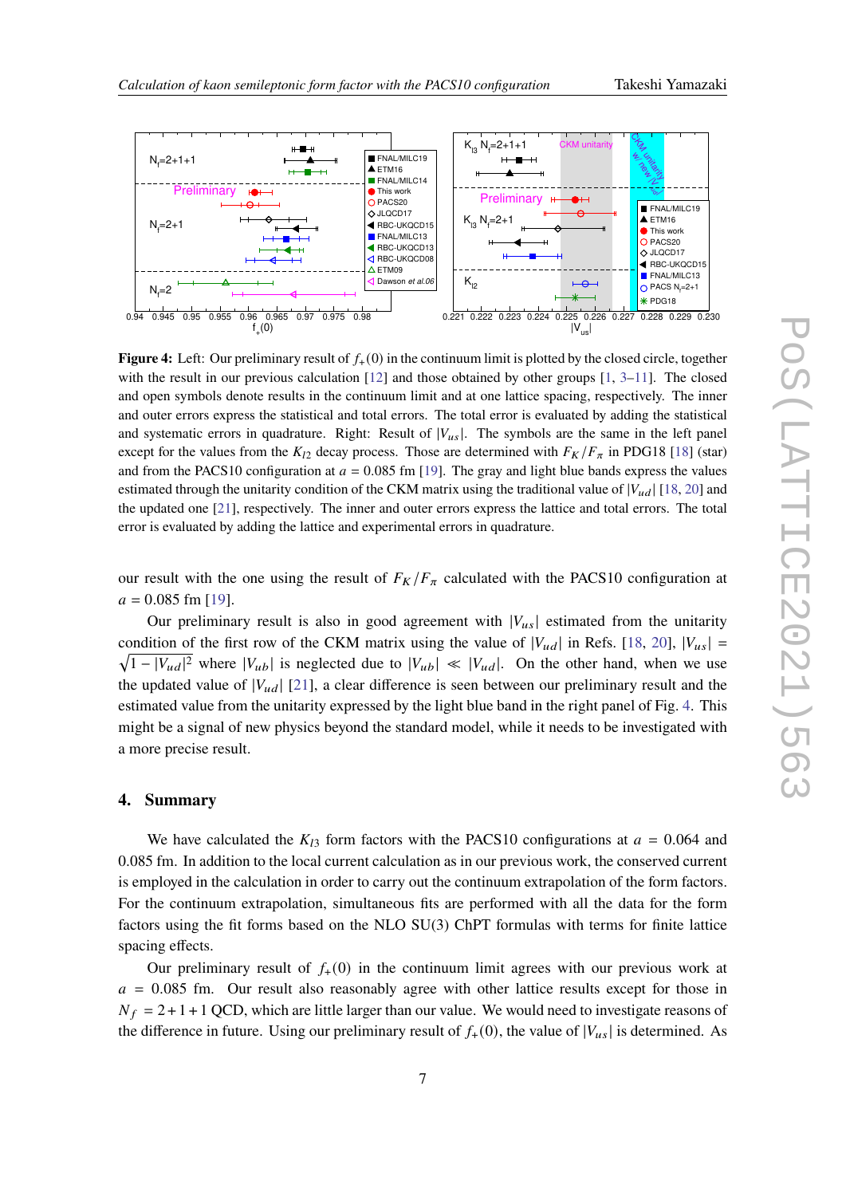**Figure 4:** Left: Our preliminary result of $f_+(0)$ in the continuum limit is plotted by the closed circle, together with the result in our previous calculation [12] and those obtained by other groups [1, 3–11]. The closed and open symbols denote results in the continuum limit and at one lattice spacing, respectively. The inner and outer errors express the statistical and total errors. The total error is evaluated by adding the statistical and systematic errors in quadrature. Right: Result of $|V_{us}|$. The symbols are the same in the left panel except for the values from the $K_{l2}$ decay process. Those are determined with $F_K/F_\pi$ in PDG18 [18] (star) and from the PACS10 configuration at $a = 0.085$ fm [19]. The gray and light blue bands express the values estimated through the unitarity condition of the CKM matrix using the traditional value of $|V_{ud}|$ [18, 20] and the updated one [21], respectively. The inner and outer errors express the lattice and total errors. The total error is evaluated by adding the lattice and experimental errors in quadrature.

our result with the one using the result of $F_K/F_\pi$ calculated with the PACS10 configuration at $a = 0.085$ fm [19].

Our preliminary result is also in good agreement with $|V_{us}|$ estimated from the unitarity condition of the first row of the CKM matrix using the value of $|V_{ud}|$ in Refs. [18, 20], $|V_{us}| = \sqrt{1 - |V_{ud}|^2}$ where $|V_{ub}|$ is neglected due to $|V_{ub}| \ll |V_{ud}|$. On the other hand, when we use the updated value of $|V_{ud}|$ [21], a clear difference is seen between our preliminary result and the estimated value from the unitarity expressed by the light blue band in the right panel of Fig. 4. This might be a signal of new physics beyond the standard model, while it needs to be investigated with a more precise result.

## 4. Summary

We have calculated the $K_{l3}$ form factors with the PACS10 configurations at $a = 0.064$ and 0.085 fm. In addition to the local current calculation as in our previous work, the conserved current is employed in the calculation in order to carry out the continuum extrapolation of the form factors. For the continuum extrapolation, simultaneous fits are performed with all the data for the form factors using the fit forms based on the NLO SU(3) ChPT formulas with terms for finite lattice spacing effects.

Our preliminary result of $f_+(0)$ in the continuum limit agrees with our previous work at $a = 0.085$ fm. Our result also reasonably agree with other lattice results except for those in $N_f = 2+1+1$ QCD, which are little larger than our value. We would need to investigate reasons of the difference in future. Using our preliminary result of $f_+(0)$, the value of $|V_{us}|$ is determined. As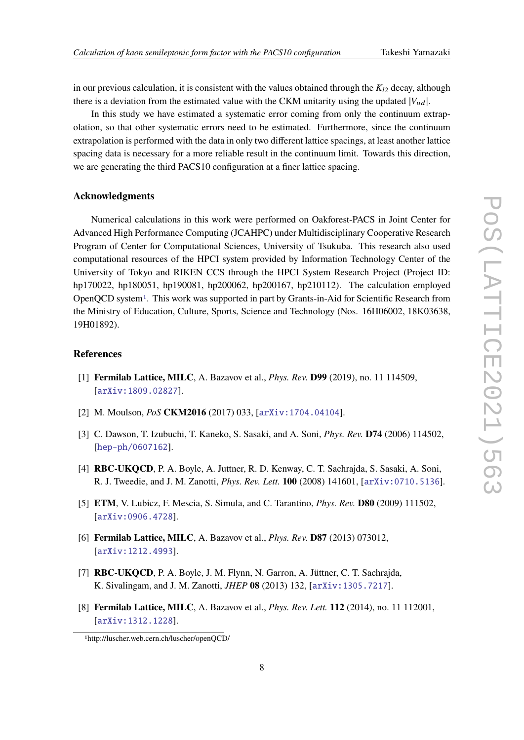in our previous calculation, it is consistent with the values obtained through the $K_{l2}$ decay, although there is a deviation from the estimated value with the CKM unitarity using the updated $|V_{ud}|$.

In this study we have estimated a systematic error coming from only the continuum extrapolation, so that other systematic errors need to be estimated. Furthermore, since the continuum extrapolation is performed with the data in only two different lattice spacings, at least another lattice spacing data is necessary for a more reliable result in the continuum limit. Towards this direction, we are generating the third PACS10 configuration at a finer lattice spacing.

## Acknowledgments

Numerical calculations in this work were performed on Oakforest-PACS in Joint Center for Advanced High Performance Computing (JCAHPC) under Multidisciplinary Cooperative Research Program of Center for Computational Sciences, University of Tsukuba. This research also used computational resources of the HPCI system provided by Information Technology Center of the University of Tokyo and RIKEN CCS through the HPCI System Research Project (Project ID: hp170022, hp180051, hp190081, hp200062, hp200167, hp210112). The calculation employed OpenQCD system[1]. This work was supported in part by Grants-in-Aid for Scientific Research from the Ministry of Education, Culture, Sports, Science and Technology (Nos. 16H06002, 18K03638, 19H01892).

## References

[1] **Fermilab Lattice, MILC**, A. Bazavov et al., *Phys. Rev.* **D99** (2019), no. 11 114509, [arXiv:1809.02827].

[2] M. Moulson, *PoS* **CKM2016** (2017) 033, [arXiv:1704.04104].

[3] C. Dawson, T. Izubuchi, T. Kaneko, S. Sasaki, and A. Soni, *Phys. Rev.* **D74** (2006) 114502, [hep-ph/0607162].

[4] **RBC-UKQCD**, P. A. Boyle, A. Juttner, R. D. Kenway, C. T. Sachrajda, S. Sasaki, A. Soni, R. J. Tweedie, and J. M. Zanotti, *Phys. Rev. Lett.* **100** (2008) 141601, [arXiv:0710.5136].

[5] **ETM**, V. Lubicz, F. Mescia, S. Simula, and C. Tarantino, *Phys. Rev.* **D80** (2009) 111502, [arXiv:0906.4728].

[6] **Fermilab Lattice, MILC**, A. Bazavov et al., *Phys. Rev.* **D87** (2013) 073012, [arXiv:1212.4993].

[7] **RBC-UKQCD**, P. A. Boyle, J. M. Flynn, N. Garron, A. Jüttner, C. T. Sachrajda, K. Sivalingam, and J. M. Zanotti, *JHEP* **08** (2013) 132, [arXiv:1305.7217].

[8] **Fermilab Lattice, MILC**, A. Bazavov et al., *Phys. Rev. Lett.* **112** (2014), no. 11 112001, [arXiv:1312.1228].

[1] http://luscher.web.cern.ch/luscher/openQCD/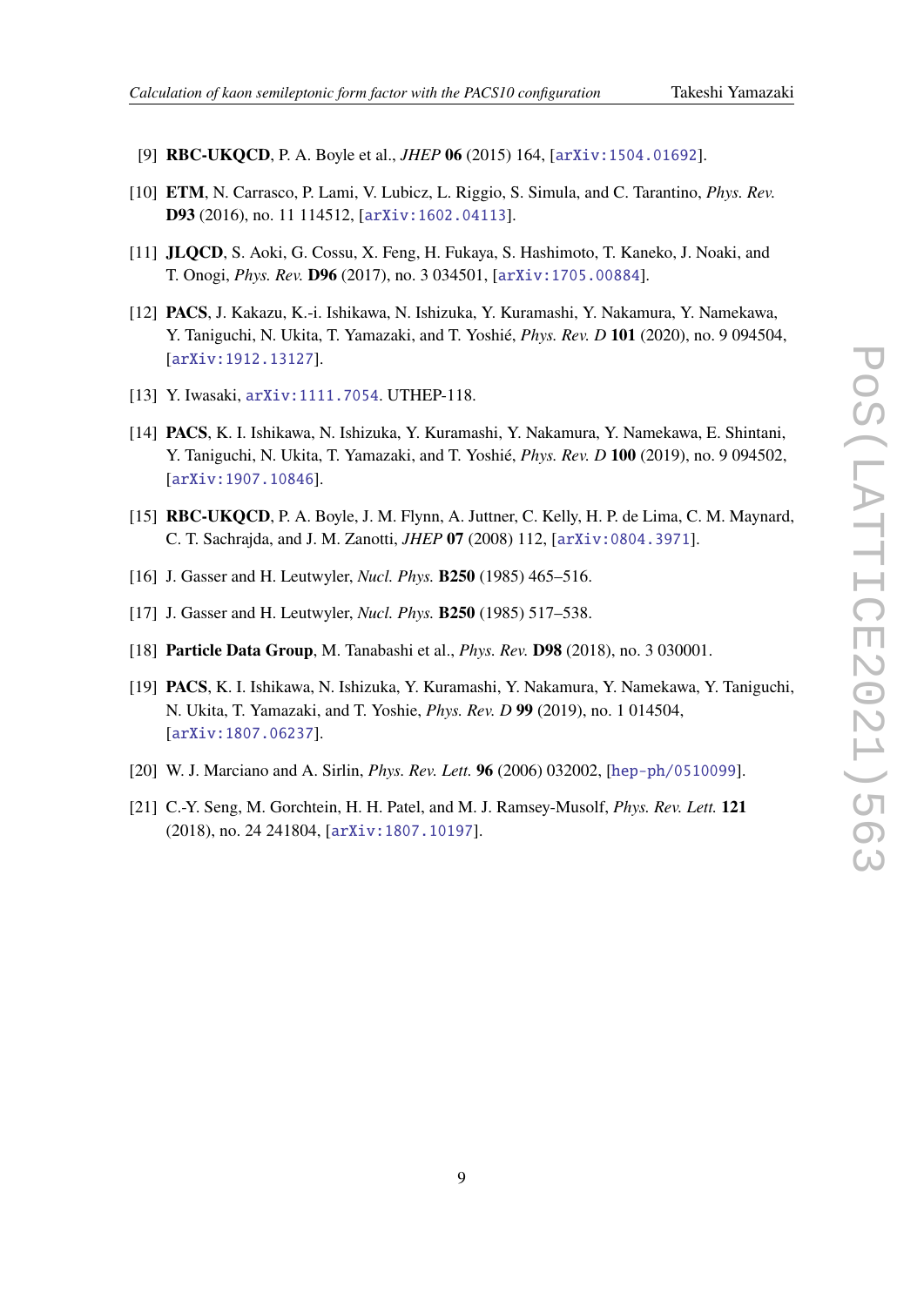[9] **RBC-UKQCD**, P. A. Boyle et al., *JHEP* **06** (2015) 164, [arXiv:1504.01692].

[10] **ETM**, N. Carrasco, P. Lami, V. Lubicz, L. Riggio, S. Simula, and C. Tarantino, *Phys. Rev.* **D93** (2016), no. 11 114512, [arXiv:1602.04113].

[11] **JLQCD**, S. Aoki, G. Cossu, X. Feng, H. Fukaya, S. Hashimoto, T. Kaneko, J. Noaki, and T. Onogi, *Phys. Rev.* **D96** (2017), no. 3 034501, [arXiv:1705.00884].

[12] **PACS**, J. Kakazu, K.-i. Ishikawa, N. Ishizuka, Y. Kuramashi, Y. Nakamura, Y. Namekawa, Y. Taniguchi, N. Ukita, T. Yamazaki, and T. Yoshié, *Phys. Rev. D* **101** (2020), no. 9 094504, [arXiv:1912.13127].

[13] Y. Iwasaki, arXiv:1111.7054. UTHEP-118.

[14] **PACS**, K. I. Ishikawa, N. Ishizuka, Y. Kuramashi, Y. Nakamura, Y. Namekawa, E. Shintani, Y. Taniguchi, N. Ukita, T. Yamazaki, and T. Yoshié, *Phys. Rev. D* **100** (2019), no. 9 094502, [arXiv:1907.10846].

[15] **RBC-UKQCD**, P. A. Boyle, J. M. Flynn, A. Juttner, C. Kelly, H. P. de Lima, C. M. Maynard, C. T. Sachrajda, and J. M. Zanotti, *JHEP* **07** (2008) 112, [arXiv:0804.3971].

[16] J. Gasser and H. Leutwyler, *Nucl. Phys.* **B250** (1985) 465–516.

[17] J. Gasser and H. Leutwyler, *Nucl. Phys.* **B250** (1985) 517–538.

[18] **Particle Data Group**, M. Tanabashi et al., *Phys. Rev.* **D98** (2018), no. 3 030001.

[19] **PACS**, K. I. Ishikawa, N. Ishizuka, Y. Kuramashi, Y. Nakamura, Y. Namekawa, Y. Taniguchi, N. Ukita, T. Yamazaki, and T. Yoshie, *Phys. Rev. D* **99** (2019), no. 1 014504, [arXiv:1807.06237].

[20] W. J. Marciano and A. Sirlin, *Phys. Rev. Lett.* **96** (2006) 032002, [hep-ph/0510099].

[21] C.-Y. Seng, M. Gorchtein, H. H. Patel, and M. J. Ramsey-Musolf, *Phys. Rev. Lett.* **121** (2018), no. 24 241804, [arXiv:1807.10197].